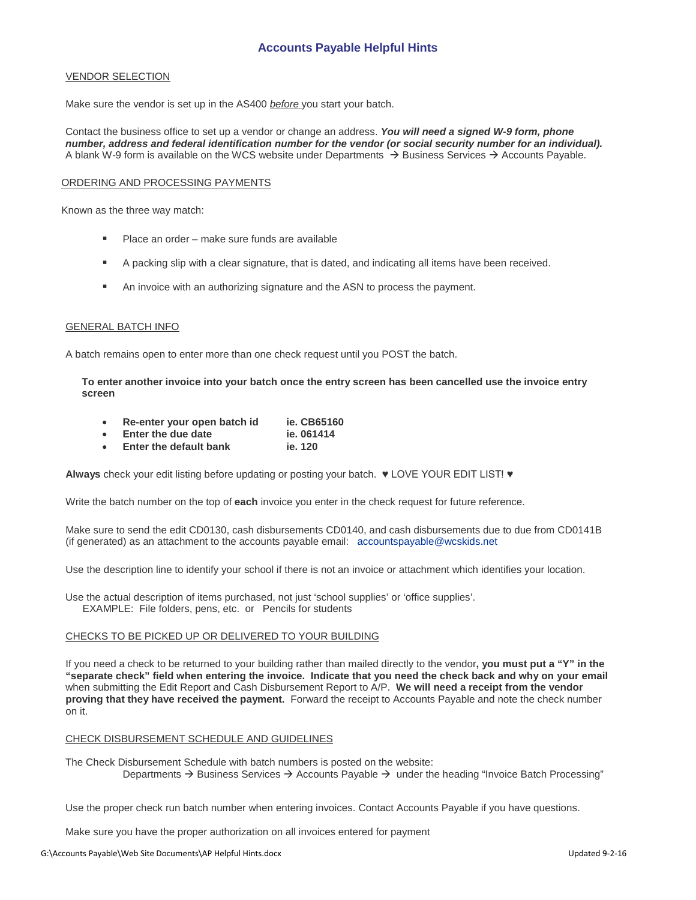# Accounts Payable Helpful Hints

## VENDOR SELECTION

Make sure the vendor is set up in the AS400 *before* you start your batch.

Contact the business office to set up a vendor or change an address. ***You will need a signed W-9 form, phone number, address and federal identification number for the vendor (or social security number for an individual).*** A blank W-9 form is available on the WCS website under Departments → Business Services → Accounts Payable.

## ORDERING AND PROCESSING PAYMENTS

Known as the three way match:

- Place an order – make sure funds are available
- A packing slip with a clear signature, that is dated, and indicating all items have been received.
- An invoice with an authorizing signature and the ASN to process the payment.

## GENERAL BATCH INFO

A batch remains open to enter more than one check request until you POST the batch.

**To enter another invoice into your batch once the entry screen has been cancelled use the invoice entry screen**

- **Re-enter your open batch id** **ie. CB65160**
- **Enter the due date** **ie. 061414**
- **Enter the default bank** **ie. 120**

**Always** check your edit listing before updating or posting your batch. ♥ LOVE YOUR EDIT LIST! ♥

Write the batch number on the top of **each** invoice you enter in the check request for future reference.

Make sure to send the edit CD0130, cash disbursements CD0140, and cash disbursements due to due from CD0141B (if generated) as an attachment to the accounts payable email: accountspayable@wcskids.net

Use the description line to identify your school if there is not an invoice or attachment which identifies your location.

Use the actual description of items purchased, not just 'school supplies' or 'office supplies'.
EXAMPLE: File folders, pens, etc. or Pencils for students

## CHECKS TO BE PICKED UP OR DELIVERED TO YOUR BUILDING

If you need a check to be returned to your building rather than mailed directly to the vendor**, you must put a "Y" in the "separate check" field when entering the invoice. Indicate that you need the check back and why on your email** when submitting the Edit Report and Cash Disbursement Report to A/P. **We will need a receipt from the vendor proving that they have received the payment.** Forward the receipt to Accounts Payable and note the check number on it.

## CHECK DISBURSEMENT SCHEDULE AND GUIDELINES

The Check Disbursement Schedule with batch numbers is posted on the website:
Departments → Business Services → Accounts Payable → under the heading "Invoice Batch Processing"

Use the proper check run batch number when entering invoices. Contact Accounts Payable if you have questions.

Make sure you have the proper authorization on all invoices entered for payment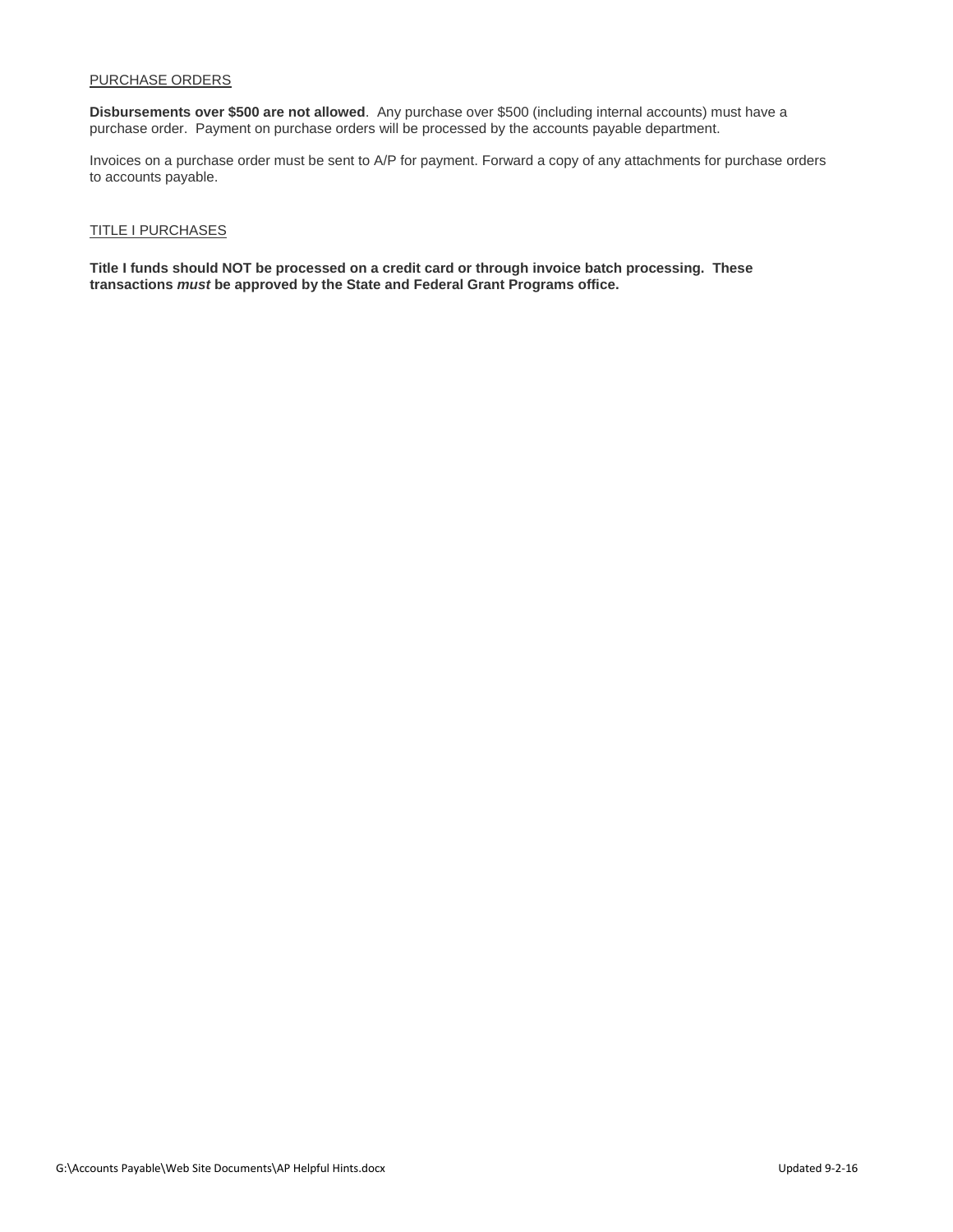<u>PURCHASE ORDERS</u>

**Disbursements over $500 are not allowed**. Any purchase over $500 (including internal accounts) must have a purchase order. Payment on purchase orders will be processed by the accounts payable department.

Invoices on a purchase order must be sent to A/P for payment. Forward a copy of any attachments for purchase orders to accounts payable.

<u>TITLE I PURCHASES</u>

**Title I funds should NOT be processed on a credit card or through invoice batch processing. These transactions *must* be approved by the State and Federal Grant Programs office.**